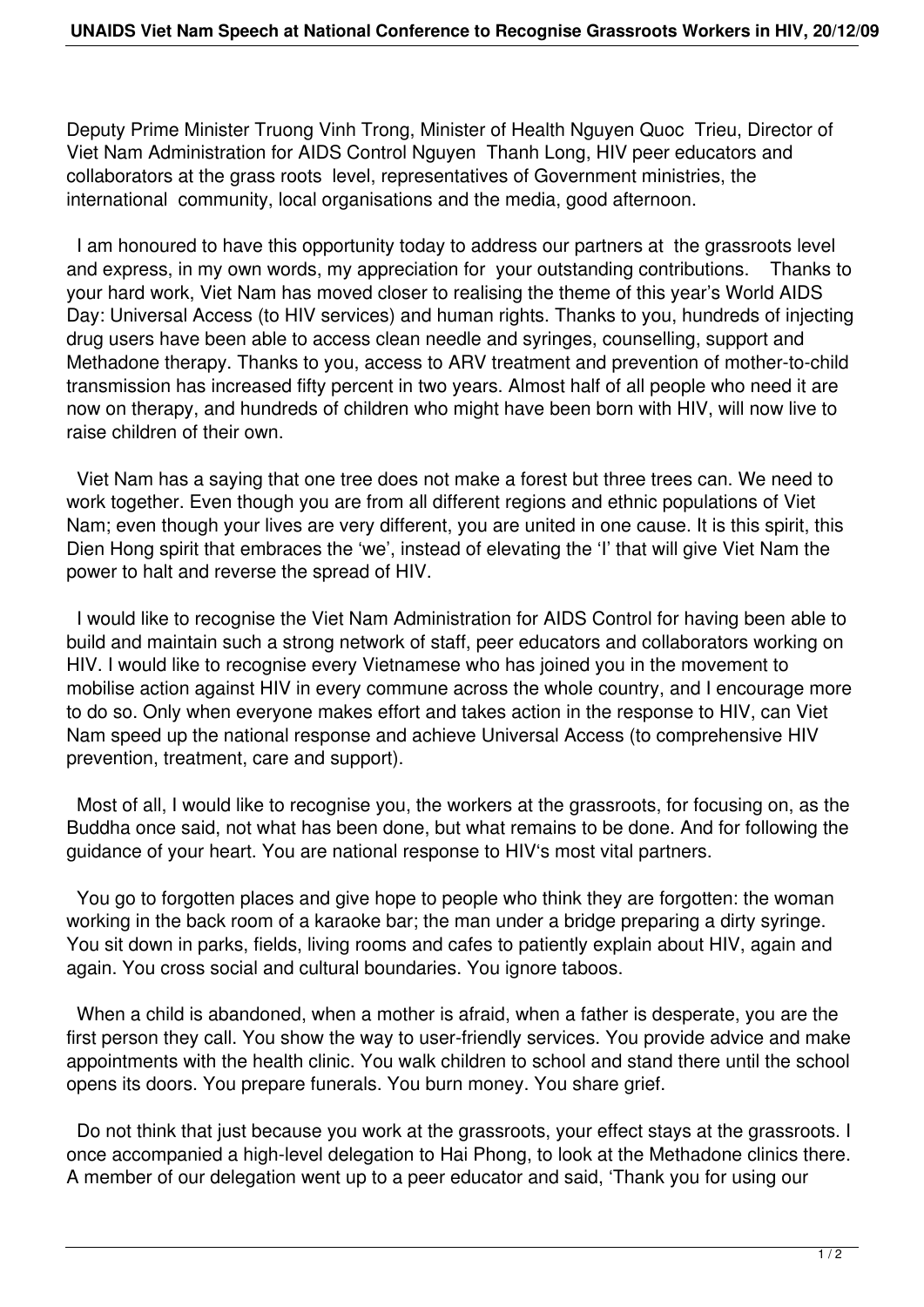Deputy Prime Minister Truong Vinh Trong, Minister of Health Nguyen Quoc Trieu, Director of Viet Nam Administration for AIDS Control Nguyen Thanh Long, HIV peer educators and collaborators at the grass roots level, representatives of Government ministries, the international community, local organisations and the media, good afternoon.

I am honoured to have this opportunity today to address our partners at the grassroots level and express, in my own words, my appreciation for your outstanding contributions. Thanks to your hard work, Viet Nam has moved closer to realising the theme of this year's World AIDS Day: Universal Access (to HIV services) and human rights. Thanks to you, hundreds of injecting drug users have been able to access clean needle and syringes, counselling, support and Methadone therapy. Thanks to you, access to ARV treatment and prevention of mother-to-child transmission has increased fifty percent in two years. Almost half of all people who need it are now on therapy, and hundreds of children who might have been born with HIV, will now live to raise children of their own.

Viet Nam has a saying that one tree does not make a forest but three trees can. We need to work together. Even though you are from all different regions and ethnic populations of Viet Nam; even though your lives are very different, you are united in one cause. It is this spirit, this Dien Hong spirit that embraces the 'we', instead of elevating the 'I' that will give Viet Nam the power to halt and reverse the spread of HIV.

I would like to recognise the Viet Nam Administration for AIDS Control for having been able to build and maintain such a strong network of staff, peer educators and collaborators working on HIV. I would like to recognise every Vietnamese who has joined you in the movement to mobilise action against HIV in every commune across the whole country, and I encourage more to do so. Only when everyone makes effort and takes action in the response to HIV, can Viet Nam speed up the national response and achieve Universal Access (to comprehensive HIV prevention, treatment, care and support).

Most of all, I would like to recognise you, the workers at the grassroots, for focusing on, as the Buddha once said, not what has been done, but what remains to be done. And for following the guidance of your heart. You are national response to HIV's most vital partners.

You go to forgotten places and give hope to people who think they are forgotten: the woman working in the back room of a karaoke bar; the man under a bridge preparing a dirty syringe. You sit down in parks, fields, living rooms and cafes to patiently explain about HIV, again and again. You cross social and cultural boundaries. You ignore taboos.

When a child is abandoned, when a mother is afraid, when a father is desperate, you are the first person they call. You show the way to user-friendly services. You provide advice and make appointments with the health clinic. You walk children to school and stand there until the school opens its doors. You prepare funerals. You burn money. You share grief.

Do not think that just because you work at the grassroots, your effect stays at the grassroots. I once accompanied a high-level delegation to Hai Phong, to look at the Methadone clinics there. A member of our delegation went up to a peer educator and said, 'Thank you for using our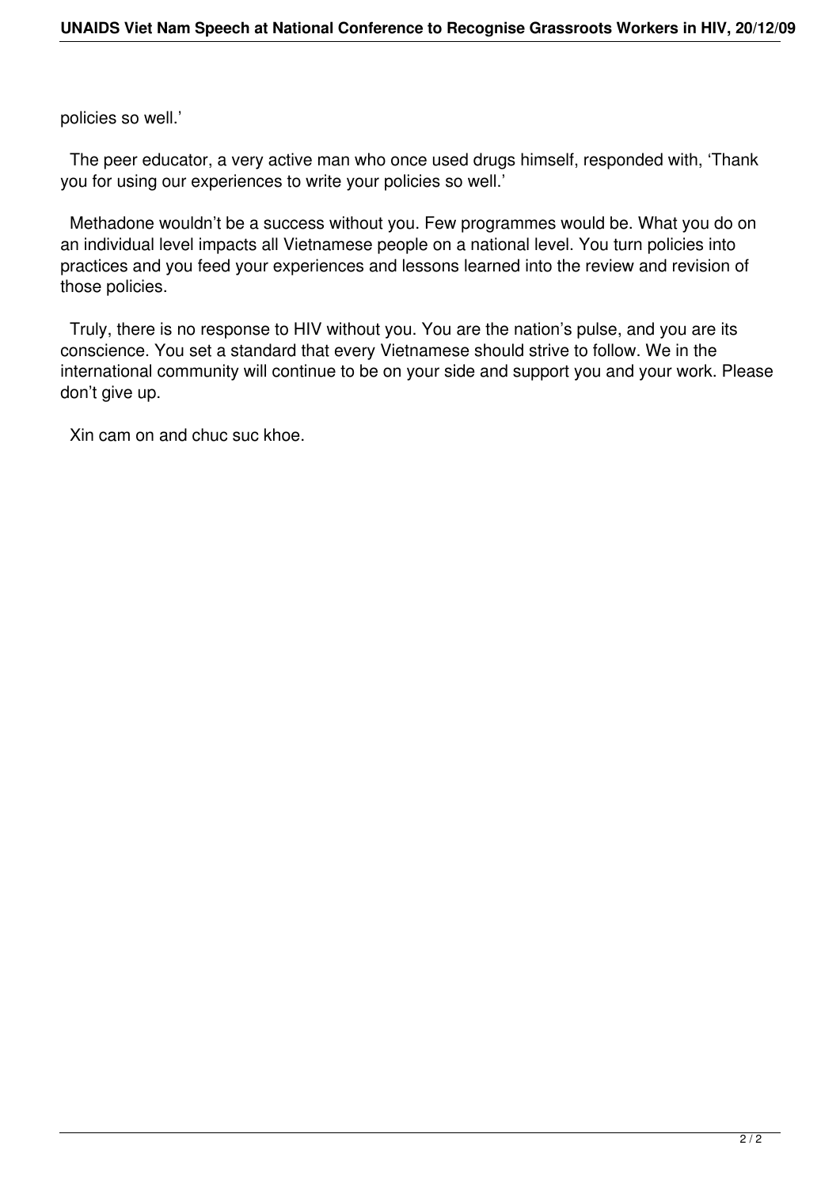policies so well.'

The peer educator, a very active man who once used drugs himself, responded with, 'Thank you for using our experiences to write your policies so well.'

Methadone wouldn't be a success without you. Few programmes would be. What you do on an individual level impacts all Vietnamese people on a national level. You turn policies into practices and you feed your experiences and lessons learned into the review and revision of those policies.

Truly, there is no response to HIV without you. You are the nation's pulse, and you are its conscience. You set a standard that every Vietnamese should strive to follow. We in the international community will continue to be on your side and support you and your work. Please don't give up.

Xin cam on and chuc suc khoe.